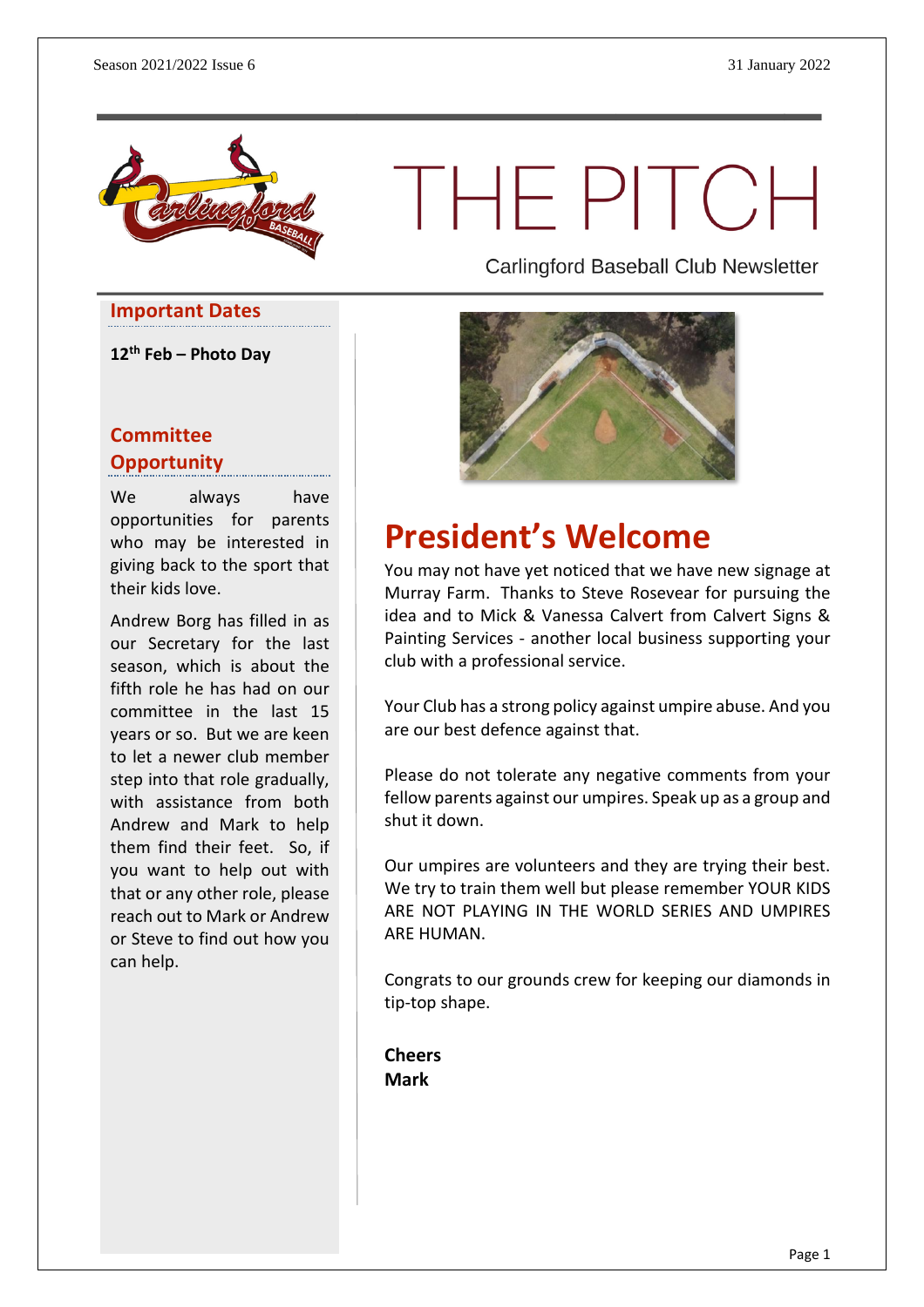# THE PITCH

Carlingford Baseball Club Newsletter

## Important Dates

**12th Feb – Photo Day**

## Committee Opportunity

We always have opportunities for parents who may be interested in giving back to the sport that their kids love.

Andrew Borg has filled in as our Secretary for the last season, which is about the fifth role he has had on our committee in the last 15 years or so. But we are keen to let a newer club member step into that role gradually, with assistance from both Andrew and Mark to help them find their feet. So, if you want to help out with that or any other role, please reach out to Mark or Andrew or Steve to find out how you can help.

## President's Welcome

You may not have yet noticed that we have new signage at Murray Farm. Thanks to Steve Rosevear for pursuing the idea and to Mick & Vanessa Calvert from Calvert Signs & Painting Services - another local business supporting your club with a professional service.

Your Club has a strong policy against umpire abuse. And you are our best defence against that.

Please do not tolerate any negative comments from your fellow parents against our umpires. Speak up as a group and shut it down.

Our umpires are volunteers and they are trying their best. We try to train them well but please remember YOUR KIDS ARE NOT PLAYING IN THE WORLD SERIES AND UMPIRES ARE HUMAN.

Congrats to our grounds crew for keeping our diamonds in tip-top shape.

**Cheers**
**Mark**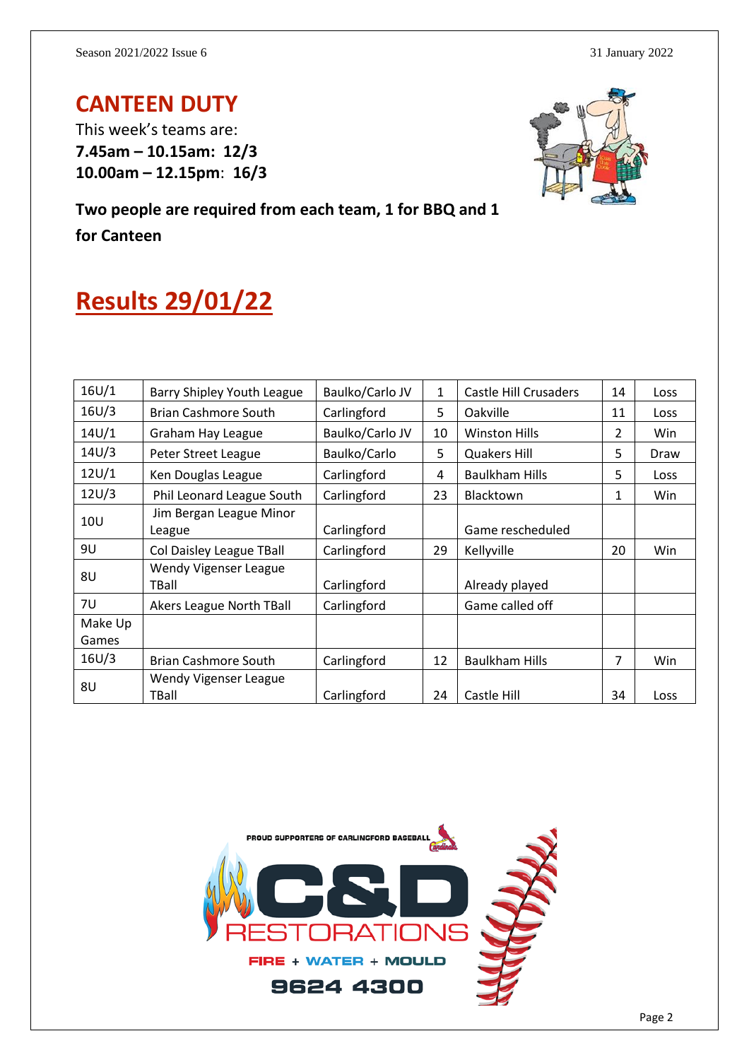## CANTEEN DUTY

This week's teams are:

**7.45am – 10.15am: 12/3**

**10.00am – 12.15pm: 16/3**

**Two people are required from each team, 1 for BBQ and 1 for Canteen**

# Results 29/01/22

| | | | | | | |
|---|---|---|---|---|---|---|
| 16U/1 | Barry Shipley Youth League | Baulko/Carlo JV | 1 | Castle Hill Crusaders | 14 | Loss |
| 16U/3 | Brian Cashmore South | Carlingford | 5 | Oakville | 11 | Loss |
| 14U/1 | Graham Hay League | Baulko/Carlo JV | 10 | Winston Hills | 2 | Win |
| 14U/3 | Peter Street League | Baulko/Carlo | 5 | Quakers Hill | 5 | Draw |
| 12U/1 | Ken Douglas League | Carlingford | 4 | Baulkham Hills | 5 | Loss |
| 12U/3 | Phil Leonard League South | Carlingford | 23 | Blacktown | 1 | Win |
| 10U | Jim Bergan League Minor League | Carlingford | | Game rescheduled | | |
| 9U | Col Daisley League TBall | Carlingford | 29 | Kellyville | 20 | Win |
| 8U | Wendy Vigenser League TBall | Carlingford | | Already played | | |
| 7U | Akers League North TBall | Carlingford | | Game called off | | |
| Make Up Games | | | | | | |
| 16U/3 | Brian Cashmore South | Carlingford | 12 | Baulkham Hills | 7 | Win |
| 8U | Wendy Vigenser League TBall | Carlingford | 24 | Castle Hill | 34 | Loss |

PROUD SUPPORTERS OF CARLINGFORD BASEBALL

C&D RESTORATIONS

FIRE + WATER + MOULD

9624 4300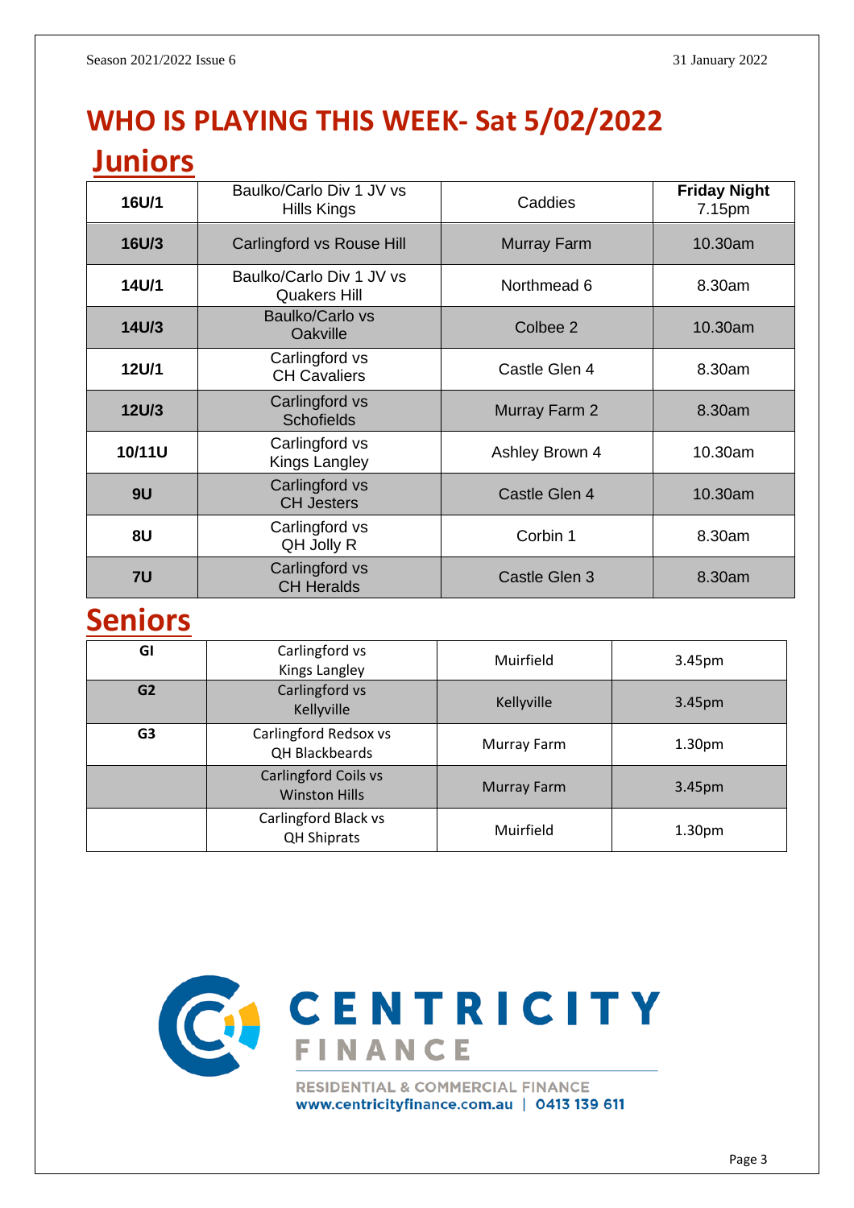# WHO IS PLAYING THIS WEEK- Sat 5/02/2022

## Juniors

| | | | |
|---|---|---|---|
| **16U/1** | Baulko/Carlo Div 1 JV vs Hills Kings | Caddies | **Friday Night** 7.15pm |
| **16U/3** | Carlingford vs Rouse Hill | Murray Farm | 10.30am |
| **14U/1** | Baulko/Carlo Div 1 JV vs Quakers Hill | Northmead 6 | 8.30am |
| **14U/3** | Baulko/Carlo vs Oakville | Colbee 2 | 10.30am |
| **12U/1** | Carlingford vs CH Cavaliers | Castle Glen 4 | 8.30am |
| **12U/3** | Carlingford vs Schofields | Murray Farm 2 | 8.30am |
| **10/11U** | Carlingford vs Kings Langley | Ashley Brown 4 | 10.30am |
| **9U** | Carlingford vs CH Jesters | Castle Glen 4 | 10.30am |
| **8U** | Carlingford vs QH Jolly R | Corbin 1 | 8.30am |
| **7U** | Carlingford vs CH Heralds | Castle Glen 3 | 8.30am |

## Seniors

| | | | |
|---|---|---|---|
| **GI** | Carlingford vs Kings Langley | Muirfield | 3.45pm |
| **G2** | Carlingford vs Kellyville | Kellyville | 3.45pm |
| **G3** | Carlingford Redsox vs QH Blackbeards | Murray Farm | 1.30pm |
| | Carlingford Coils vs Winston Hills | Murray Farm | 3.45pm |
| | Carlingford Black vs QH Shiprats | Muirfield | 1.30pm |

CENTRICITY FINANCE

RESIDENTIAL & COMMERCIAL FINANCE
www.centricityfinance.com.au | 0413 139 611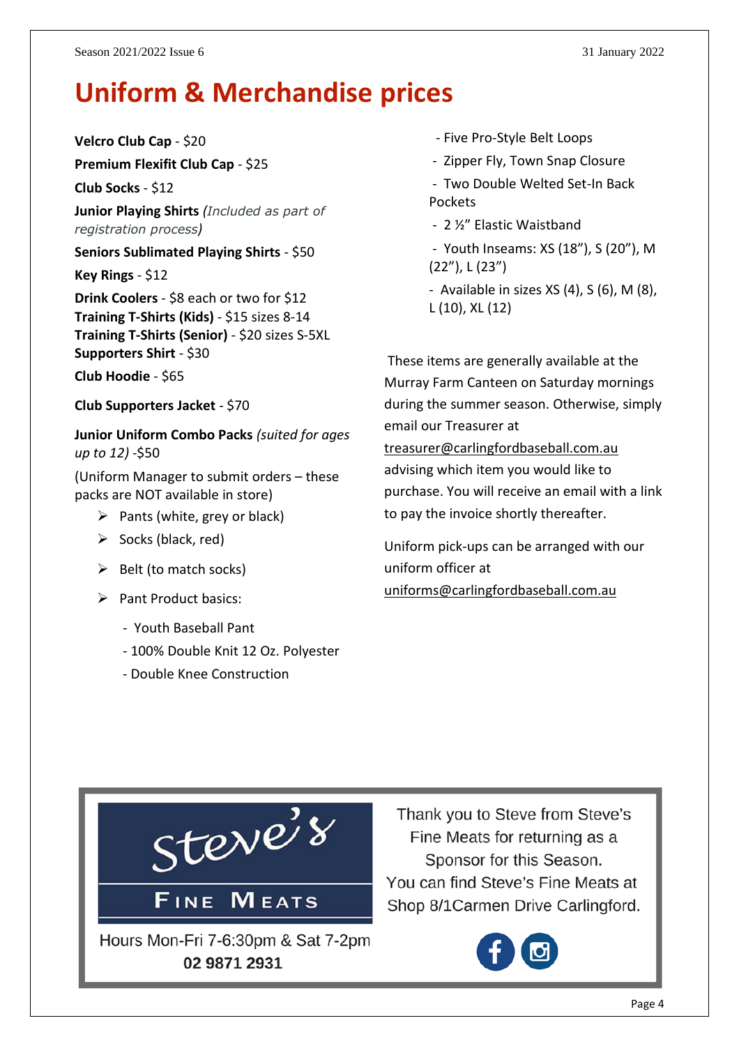# Uniform & Merchandise prices

**Velcro Club Cap** - $20

**Premium Flexifit Club Cap** - $25

**Club Socks** - $12

**Junior Playing Shirts** *(Included as part of registration process)*

**Seniors Sublimated Playing Shirts** - $50

**Key Rings** - $12

**Drink Coolers** - $8 each or two for $12
**Training T-Shirts (Kids)** - $15 sizes 8-14
**Training T-Shirts (Senior)** - $20 sizes S-5XL
**Supporters Shirt** - $30

**Club Hoodie** - $65

**Club Supporters Jacket** - $70

**Junior Uniform Combo Packs** *(suited for ages up to 12)* -$50

(Uniform Manager to submit orders – these packs are NOT available in store)

- Pants (white, grey or black)
- Socks (black, red)
- Belt (to match socks)
- Pant Product basics:
  - Youth Baseball Pant
  - 100% Double Knit 12 Oz. Polyester
  - Double Knee Construction
  - Five Pro-Style Belt Loops
  - Zipper Fly, Town Snap Closure
  - Two Double Welted Set-In Back Pockets
  - 2 ½" Elastic Waistband
  - Youth Inseams: XS (18"), S (20"), M (22"), L (23")
  - Available in sizes XS (4), S (6), M (8), L (10), XL (12)

These items are generally available at the Murray Farm Canteen on Saturday mornings during the summer season. Otherwise, simply email our Treasurer at treasurer@carlingfordbaseball.com.au advising which item you would like to purchase. You will receive an email with a link to pay the invoice shortly thereafter.

Uniform pick-ups can be arranged with our uniform officer at uniforms@carlingfordbaseball.com.au

Steve's Fine Meats

Hours Mon-Fri 7-6:30pm & Sat 7-2pm
**02 9871 2931**

Thank you to Steve from Steve's Fine Meats for returning as a Sponsor for this Season.
You can find Steve's Fine Meats at Shop 8/1Carmen Drive Carlingford.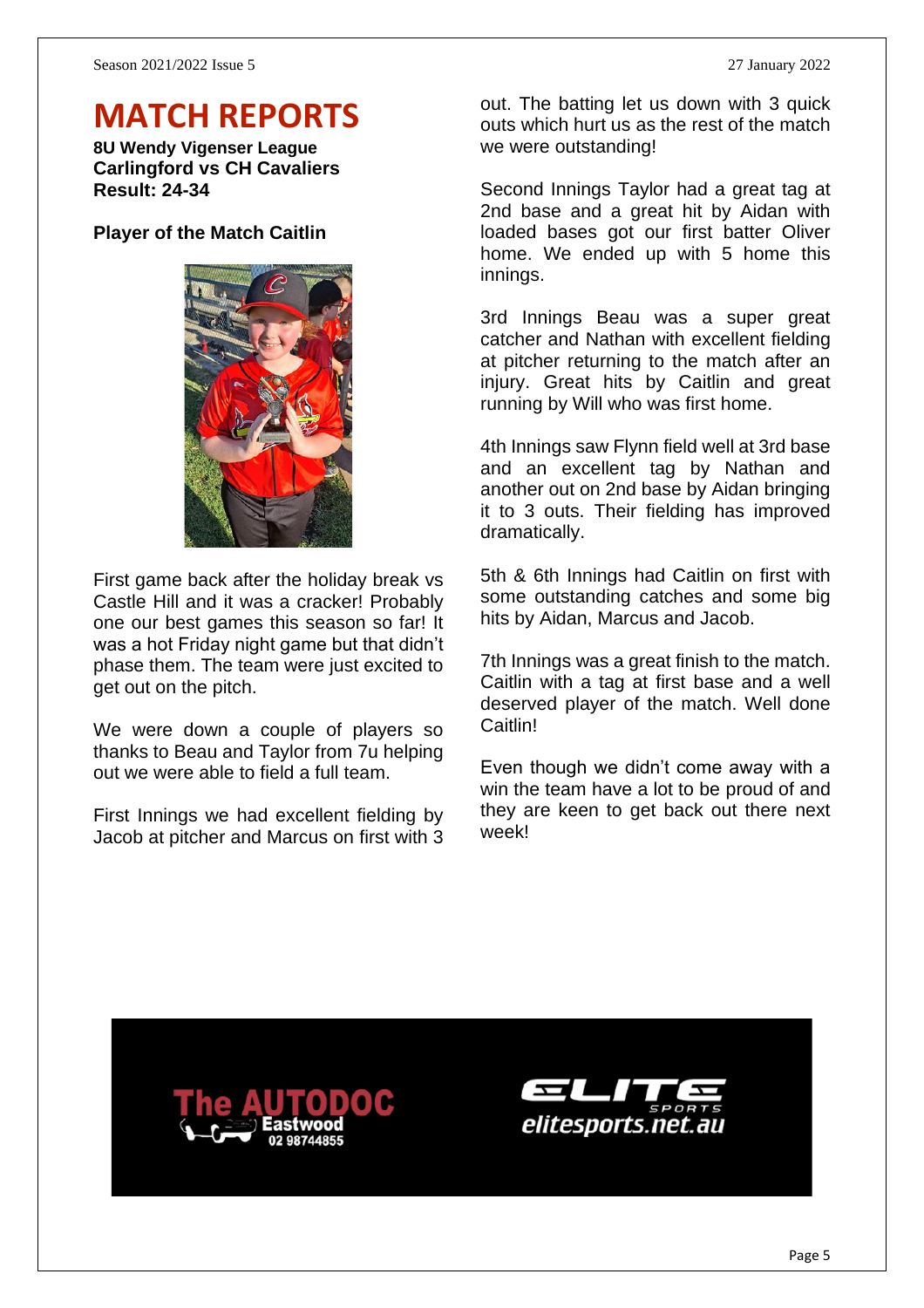# MATCH REPORTS

**8U Wendy Vigenser League**
**Carlingford vs CH Cavaliers**
**Result: 24-34**

**Player of the Match Caitlin**

First game back after the holiday break vs Castle Hill and it was a cracker! Probably one our best games this season so far! It was a hot Friday night game but that didn't phase them. The team were just excited to get out on the pitch.

We were down a couple of players so thanks to Beau and Taylor from 7u helping out we were able to field a full team.

First Innings we had excellent fielding by Jacob at pitcher and Marcus on first with 3 out. The batting let us down with 3 quick outs which hurt us as the rest of the match we were outstanding!

Second Innings Taylor had a great tag at 2nd base and a great hit by Aidan with loaded bases got our first batter Oliver home. We ended up with 5 home this innings.

3rd Innings Beau was a super great catcher and Nathan with excellent fielding at pitcher returning to the match after an injury. Great hits by Caitlin and great running by Will who was first home.

4th Innings saw Flynn field well at 3rd base and an excellent tag by Nathan and another out on 2nd base by Aidan bringing it to 3 outs. Their fielding has improved dramatically.

5th & 6th Innings had Caitlin on first with some outstanding catches and some big hits by Aidan, Marcus and Jacob.

7th Innings was a great finish to the match. Caitlin with a tag at first base and a well deserved player of the match. Well done Caitlin!

Even though we didn't come away with a win the team have a lot to be proud of and they are keen to get back out there next week!

The AUTODOC Eastwood 02 98744855

ELITE SPORTS elitesports.net.au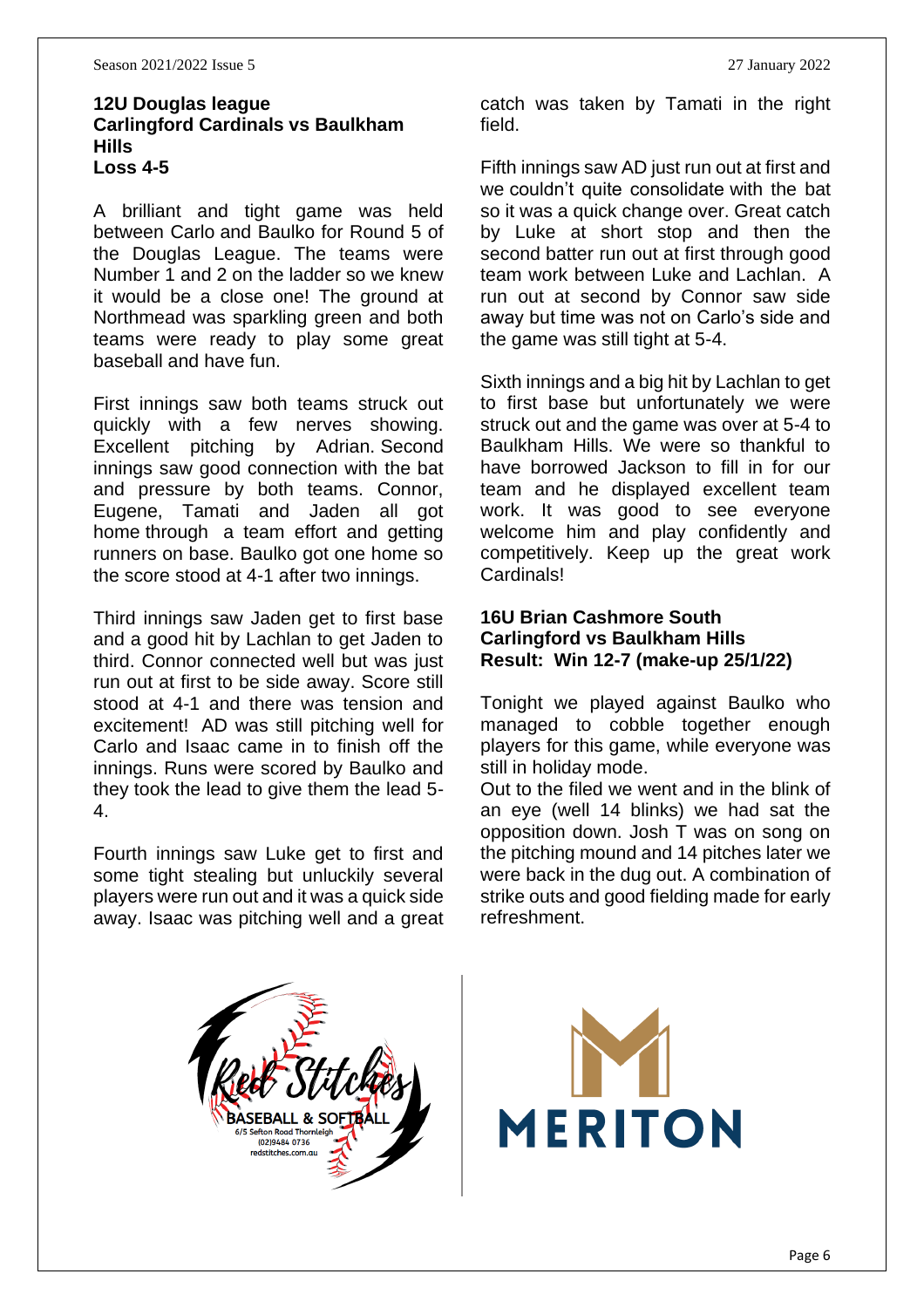**12U Douglas league**
**Carlingford Cardinals vs Baulkham Hills**
**Loss 4-5**

A brilliant and tight game was held between Carlo and Baulko for Round 5 of the Douglas League. The teams were Number 1 and 2 on the ladder so we knew it would be a close one! The ground at Northmead was sparkling green and both teams were ready to play some great baseball and have fun.

First innings saw both teams struck out quickly with a few nerves showing. Excellent pitching by Adrian. Second innings saw good connection with the bat and pressure by both teams. Connor, Eugene, Tamati and Jaden all got home through a team effort and getting runners on base. Baulko got one home so the score stood at 4-1 after two innings.

Third innings saw Jaden get to first base and a good hit by Lachlan to get Jaden to third. Connor connected well but was just run out at first to be side away. Score still stood at 4-1 and there was tension and excitement! AD was still pitching well for Carlo and Isaac came in to finish off the innings. Runs were scored by Baulko and they took the lead to give them the lead 5-4.

Fourth innings saw Luke get to first and some tight stealing but unluckily several players were run out and it was a quick side away. Isaac was pitching well and a great catch was taken by Tamati in the right field.

Fifth innings saw AD just run out at first and we couldn't quite consolidate with the bat so it was a quick change over. Great catch by Luke at short stop and then the second batter run out at first through good team work between Luke and Lachlan. A run out at second by Connor saw side away but time was not on Carlo's side and the game was still tight at 5-4.

Sixth innings and a big hit by Lachlan to get to first base but unfortunately we were struck out and the game was over at 5-4 to Baulkham Hills. We were so thankful to have borrowed Jackson to fill in for our team and he displayed excellent team work. It was good to see everyone welcome him and play confidently and competitively. Keep up the great work Cardinals!

**16U Brian Cashmore South**
**Carlingford vs Baulkham Hills**
**Result: Win 12-7 (make-up 25/1/22)**

Tonight we played against Baulko who managed to cobble together enough players for this game, while everyone was still in holiday mode.
Out to the filed we went and in the blink of an eye (well 14 blinks) we had sat the opposition down. Josh T was on song on the pitching mound and 14 pitches later we were back in the dug out. A combination of strike outs and good fielding made for early refreshment.

Red Stitches BASEBALL & SOFTBALL
6/5 Sefton Road Thornleigh
(02)9484 0736
redstitches.com.au

MERITON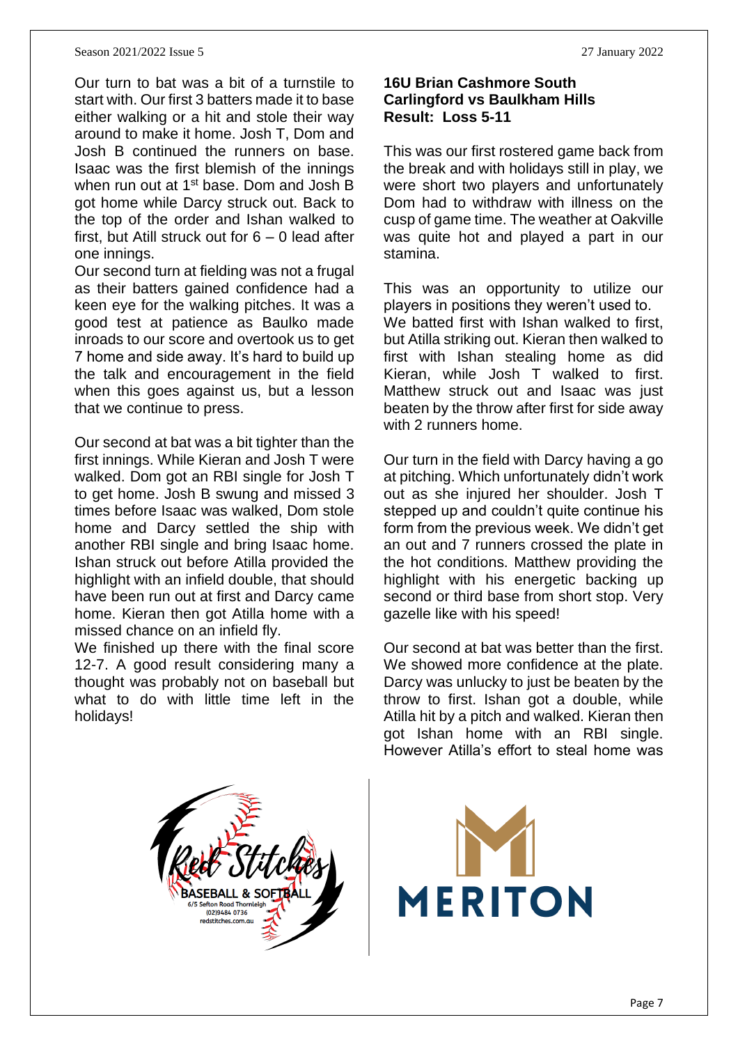Our turn to bat was a bit of a turnstile to start with. Our first 3 batters made it to base either walking or a hit and stole their way around to make it home. Josh T, Dom and Josh B continued the runners on base. Isaac was the first blemish of the innings when run out at 1st base. Dom and Josh B got home while Darcy struck out. Back to the top of the order and Ishan walked to first, but Atill struck out for 6 – 0 lead after one innings.

Our second turn at fielding was not a frugal as their batters gained confidence had a keen eye for the walking pitches. It was a good test at patience as Baulko made inroads to our score and overtook us to get 7 home and side away. It's hard to build up the talk and encouragement in the field when this goes against us, but a lesson that we continue to press.

Our second at bat was a bit tighter than the first innings. While Kieran and Josh T were walked. Dom got an RBI single for Josh T to get home. Josh B swung and missed 3 times before Isaac was walked, Dom stole home and Darcy settled the ship with another RBI single and bring Isaac home. Ishan struck out before Atilla provided the highlight with an infield double, that should have been run out at first and Darcy came home. Kieran then got Atilla home with a missed chance on an infield fly.

We finished up there with the final score 12-7. A good result considering many a thought was probably not on baseball but what to do with little time left in the holidays!

**16U Brian Cashmore South**
**Carlingford vs Baulkham Hills**
**Result: Loss 5-11**

This was our first rostered game back from the break and with holidays still in play, we were short two players and unfortunately Dom had to withdraw with illness on the cusp of game time. The weather at Oakville was quite hot and played a part in our stamina.

This was an opportunity to utilize our players in positions they weren't used to.
We batted first with Ishan walked to first, but Atilla striking out. Kieran then walked to first with Ishan stealing home as did Kieran, while Josh T walked to first. Matthew struck out and Isaac was just beaten by the throw after first for side away with 2 runners home.

Our turn in the field with Darcy having a go at pitching. Which unfortunately didn't work out as she injured her shoulder. Josh T stepped up and couldn't quite continue his form from the previous week. We didn't get an out and 7 runners crossed the plate in the hot conditions. Matthew providing the highlight with his energetic backing up second or third base from short stop. Very gazelle like with his speed!

Our second at bat was better than the first. We showed more confidence at the plate. Darcy was unlucky to just be beaten by the throw to first. Ishan got a double, while Atilla hit by a pitch and walked. Kieran then got Ishan home with an RBI single. However Atilla's effort to steal home was

Red Stitches BASEBALL & SOFTBALL
6/5 Sefton Road Thornleigh
(02)9484 0736
redstitches.com.au

MERITON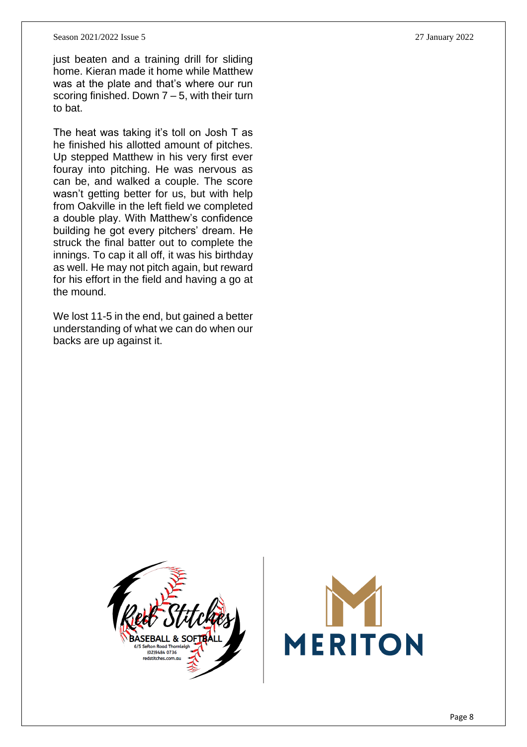just beaten and a training drill for sliding home. Kieran made it home while Matthew was at the plate and that's where our run scoring finished. Down 7 – 5, with their turn to bat.

The heat was taking it's toll on Josh T as he finished his allotted amount of pitches. Up stepped Matthew in his very first ever fouray into pitching. He was nervous as can be, and walked a couple. The score wasn't getting better for us, but with help from Oakville in the left field we completed a double play. With Matthew's confidence building he got every pitchers' dream. He struck the final batter out to complete the innings. To cap it all off, it was his birthday as well. He may not pitch again, but reward for his effort in the field and having a go at the mound.

We lost 11-5 in the end, but gained a better understanding of what we can do when our backs are up against it.

Red Stitches
BASEBALL & SOFTBALL
6/5 Sefton Road Thornleigh
(02)9484 0736
redstitches.com.au

MERITON